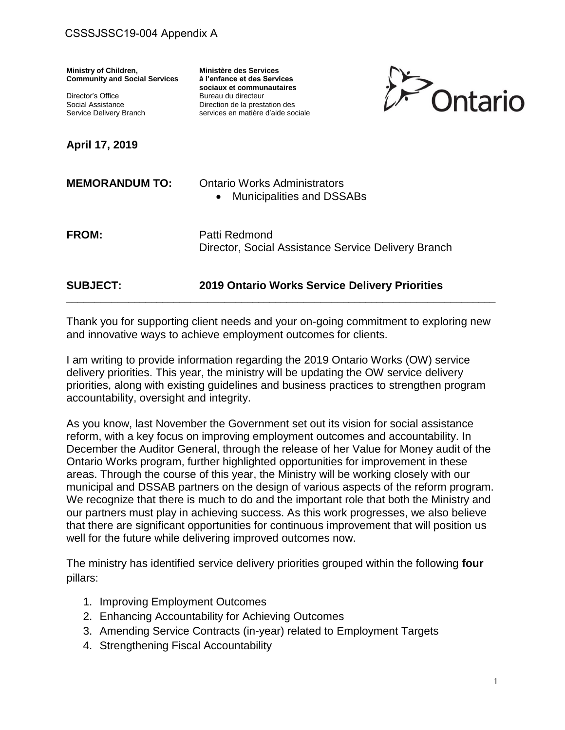CSSSJSSC19-004 Appendix A

**Ministry of Children, Community and Social Services**

Director's Office
Social Assistance
Service Delivery Branch

**Ministère des Services à l'enfance et des Services sociaux et communautaires**

Bureau du directeur
Direction de la prestation des services en matière d'aide sociale

Ontario

**April 17, 2019**

**MEMORANDUM TO:** Ontario Works Administrators

- Municipalities and DSSABs

**FROM:** Patti Redmond
Director, Social Assistance Service Delivery Branch

**SUBJECT: 2019 Ontario Works Service Delivery Priorities**

---

Thank you for supporting client needs and your on-going commitment to exploring new and innovative ways to achieve employment outcomes for clients.

I am writing to provide information regarding the 2019 Ontario Works (OW) service delivery priorities. This year, the ministry will be updating the OW service delivery priorities, along with existing guidelines and business practices to strengthen program accountability, oversight and integrity.

As you know, last November the Government set out its vision for social assistance reform, with a key focus on improving employment outcomes and accountability. In December the Auditor General, through the release of her Value for Money audit of the Ontario Works program, further highlighted opportunities for improvement in these areas. Through the course of this year, the Ministry will be working closely with our municipal and DSSAB partners on the design of various aspects of the reform program. We recognize that there is much to do and the important role that both the Ministry and our partners must play in achieving success. As this work progresses, we also believe that there are significant opportunities for continuous improvement that will position us well for the future while delivering improved outcomes now.

The ministry has identified service delivery priorities grouped within the following **four** pillars:

1. Improving Employment Outcomes
2. Enhancing Accountability for Achieving Outcomes
3. Amending Service Contracts (in-year) related to Employment Targets
4. Strengthening Fiscal Accountability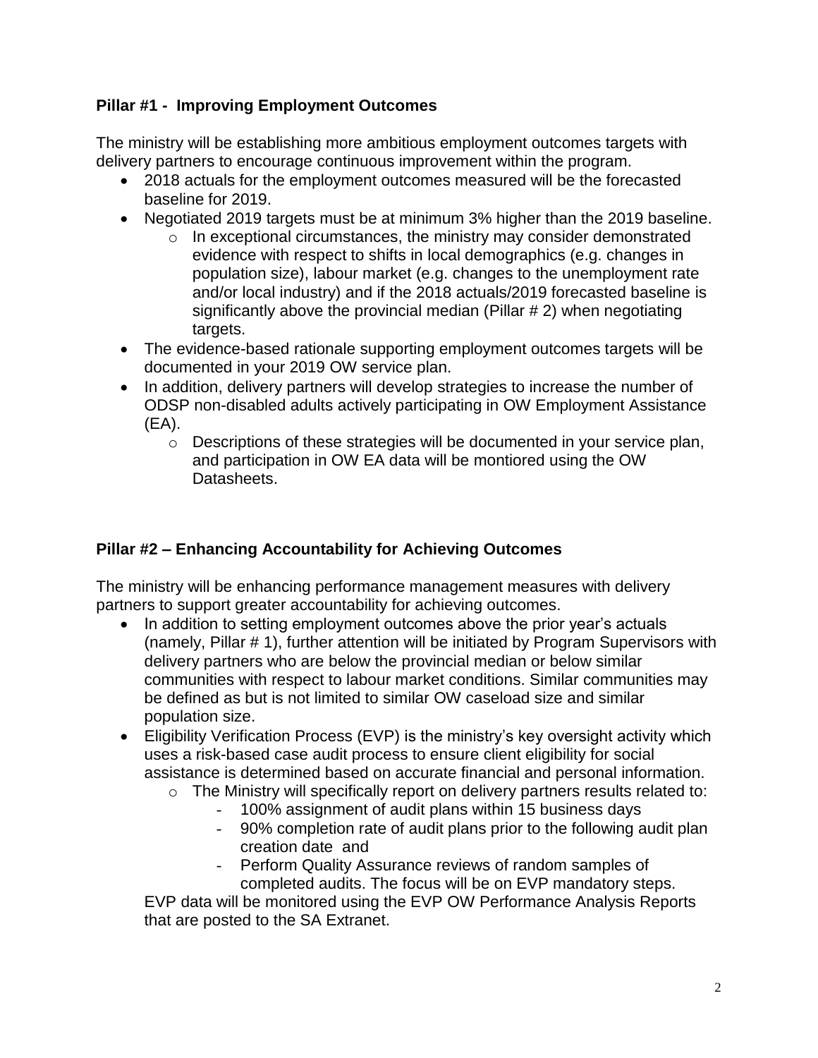### Pillar #1 - Improving Employment Outcomes

The ministry will be establishing more ambitious employment outcomes targets with delivery partners to encourage continuous improvement within the program.

- 2018 actuals for the employment outcomes measured will be the forecasted baseline for 2019.
- Negotiated 2019 targets must be at minimum 3% higher than the 2019 baseline.
  - In exceptional circumstances, the ministry may consider demonstrated evidence with respect to shifts in local demographics (e.g. changes in population size), labour market (e.g. changes to the unemployment rate and/or local industry) and if the 2018 actuals/2019 forecasted baseline is significantly above the provincial median (Pillar # 2) when negotiating targets.
- The evidence-based rationale supporting employment outcomes targets will be documented in your 2019 OW service plan.
- In addition, delivery partners will develop strategies to increase the number of ODSP non-disabled adults actively participating in OW Employment Assistance (EA).
  - Descriptions of these strategies will be documented in your service plan, and participation in OW EA data will be montiored using the OW Datasheets.

### Pillar #2 – Enhancing Accountability for Achieving Outcomes

The ministry will be enhancing performance management measures with delivery partners to support greater accountability for achieving outcomes.

- In addition to setting employment outcomes above the prior year's actuals (namely, Pillar # 1), further attention will be initiated by Program Supervisors with delivery partners who are below the provincial median or below similar communities with respect to labour market conditions. Similar communities may be defined as but is not limited to similar OW caseload size and similar population size.
- Eligibility Verification Process (EVP) is the ministry's key oversight activity which uses a risk-based case audit process to ensure client eligibility for social assistance is determined based on accurate financial and personal information.
  - The Ministry will specifically report on delivery partners results related to:
    - 100% assignment of audit plans within 15 business days
    - 90% completion rate of audit plans prior to the following audit plan creation date and
    - Perform Quality Assurance reviews of random samples of completed audits. The focus will be on EVP mandatory steps.

  EVP data will be monitored using the EVP OW Performance Analysis Reports that are posted to the SA Extranet.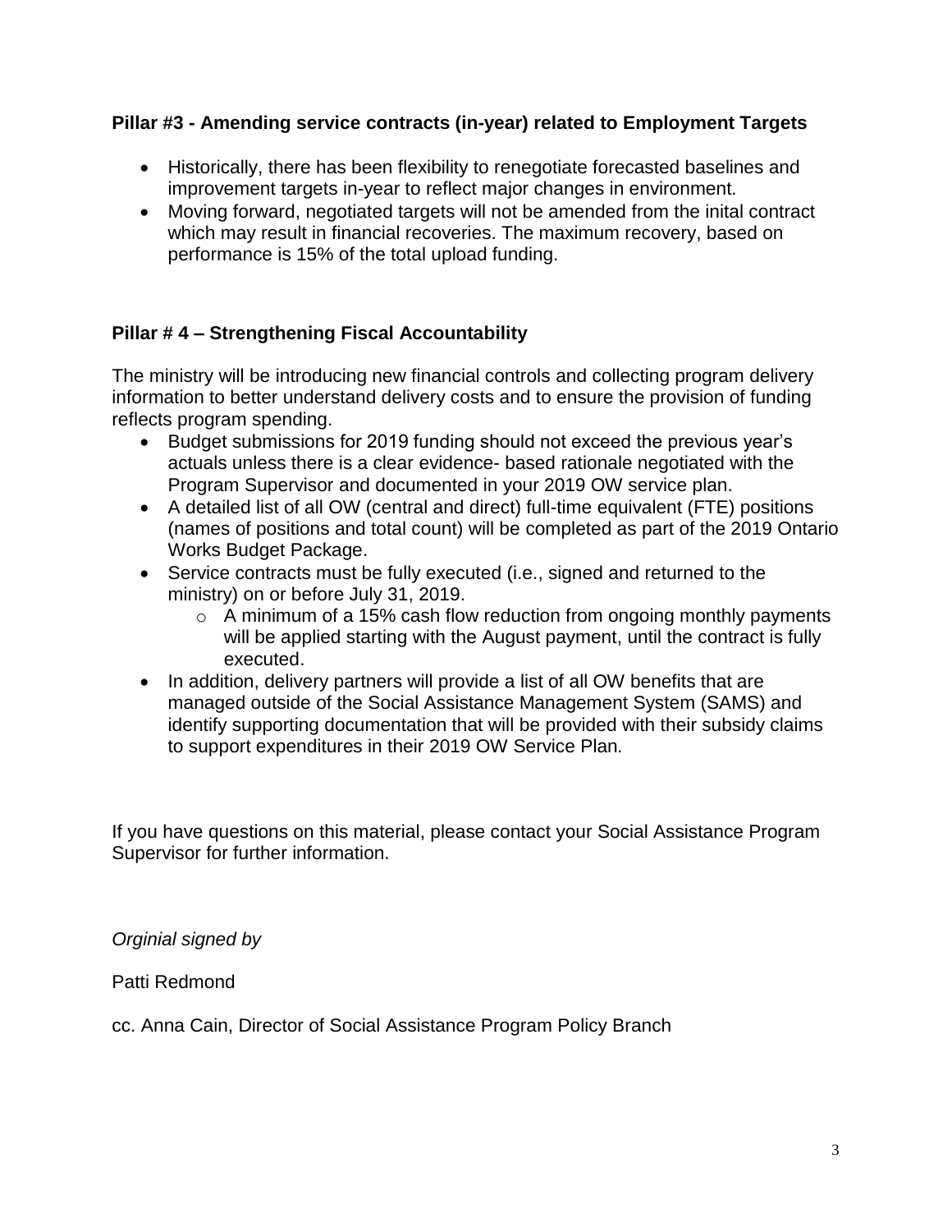**Pillar #3 - Amending service contracts (in-year) related to Employment Targets**

- Historically, there has been flexibility to renegotiate forecasted baselines and improvement targets in-year to reflect major changes in environment.
- Moving forward, negotiated targets will not be amended from the inital contract which may result in financial recoveries. The maximum recovery, based on performance is 15% of the total upload funding.

**Pillar # 4 – Strengthening Fiscal Accountability**

The ministry will be introducing new financial controls and collecting program delivery information to better understand delivery costs and to ensure the provision of funding reflects program spending.

- Budget submissions for 2019 funding should not exceed the previous year's actuals unless there is a clear evidence- based rationale negotiated with the Program Supervisor and documented in your 2019 OW service plan.
- A detailed list of all OW (central and direct) full-time equivalent (FTE) positions (names of positions and total count) will be completed as part of the 2019 Ontario Works Budget Package.
- Service contracts must be fully executed (i.e., signed and returned to the ministry) on or before July 31, 2019.
  - A minimum of a 15% cash flow reduction from ongoing monthly payments will be applied starting with the August payment, until the contract is fully executed.
- In addition, delivery partners will provide a list of all OW benefits that are managed outside of the Social Assistance Management System (SAMS) and identify supporting documentation that will be provided with their subsidy claims to support expenditures in their 2019 OW Service Plan*.*

If you have questions on this material, please contact your Social Assistance Program Supervisor for further information.

*Orginial signed by*

Patti Redmond

cc. Anna Cain, Director of Social Assistance Program Policy Branch